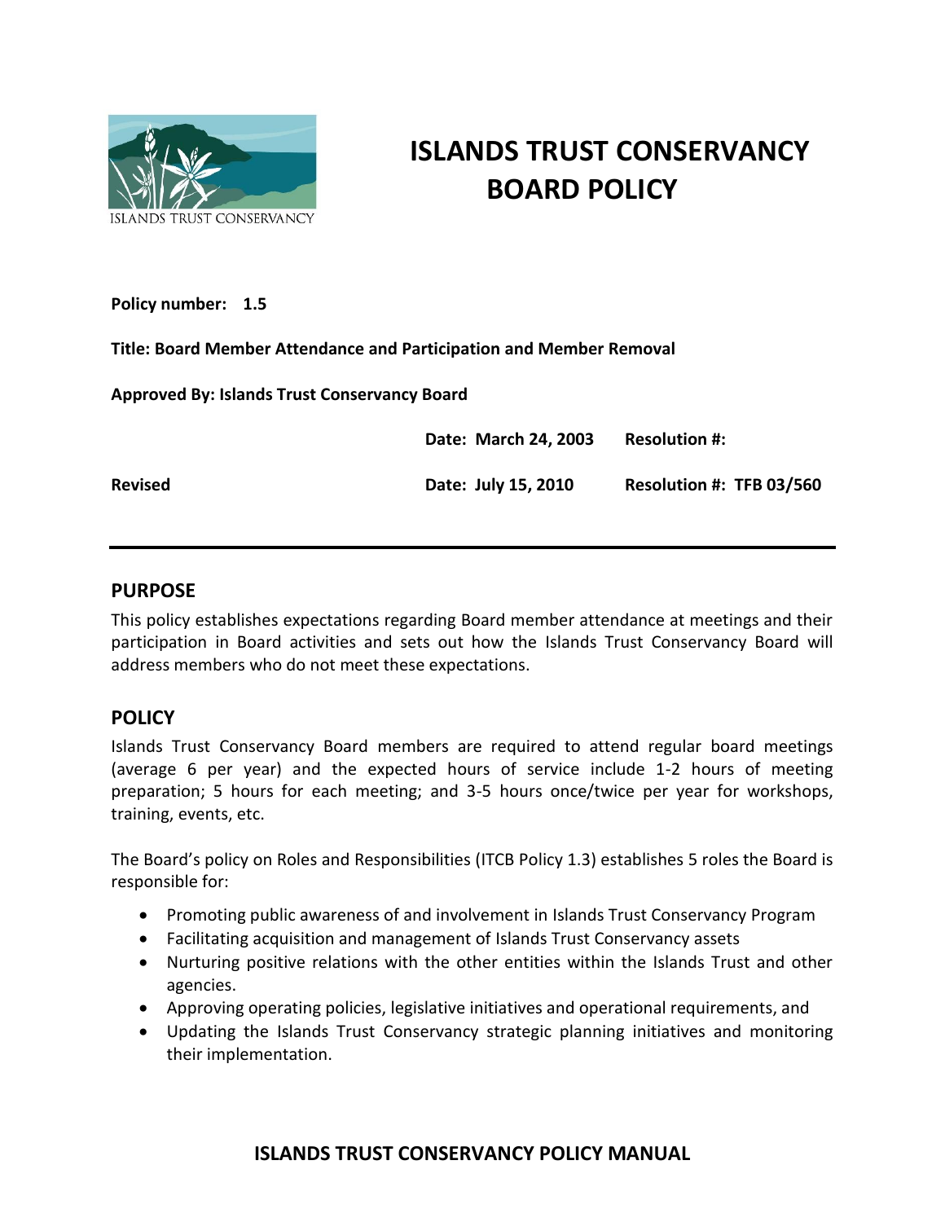# ISLANDS TRUST CONSERVANCY BOARD POLICY

**Policy number: 1.5**

**Title: Board Member Attendance and Participation and Member Removal**

**Approved By: Islands Trust Conservancy Board**

| | Date | Resolution # |
|---|---|---|
| | **Date: March 24, 2003** | **Resolution #:** |
| **Revised** | **Date: July 15, 2010** | **Resolution #: TFB 03/560** |

## PURPOSE

This policy establishes expectations regarding Board member attendance at meetings and their participation in Board activities and sets out how the Islands Trust Conservancy Board will address members who do not meet these expectations.

## POLICY

Islands Trust Conservancy Board members are required to attend regular board meetings (average 6 per year) and the expected hours of service include 1-2 hours of meeting preparation; 5 hours for each meeting; and 3-5 hours once/twice per year for workshops, training, events, etc.

The Board's policy on Roles and Responsibilities (ITCB Policy 1.3) establishes 5 roles the Board is responsible for:

- Promoting public awareness of and involvement in Islands Trust Conservancy Program
- Facilitating acquisition and management of Islands Trust Conservancy assets
- Nurturing positive relations with the other entities within the Islands Trust and other agencies.
- Approving operating policies, legislative initiatives and operational requirements, and
- Updating the Islands Trust Conservancy strategic planning initiatives and monitoring their implementation.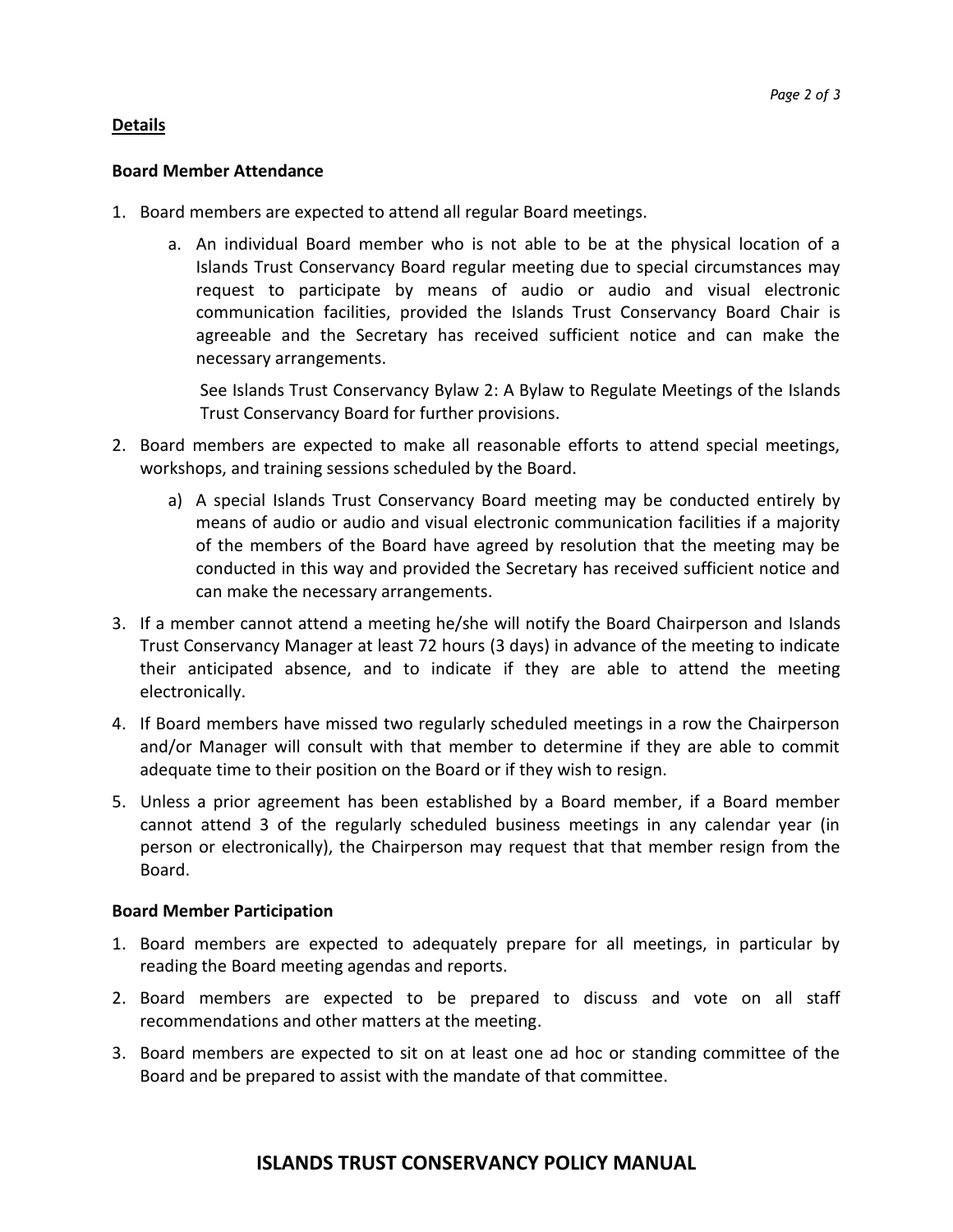## Details

### Board Member Attendance

1. Board members are expected to attend all regular Board meetings.
    a. An individual Board member who is not able to be at the physical location of a Islands Trust Conservancy Board regular meeting due to special circumstances may request to participate by means of audio or audio and visual electronic communication facilities, provided the Islands Trust Conservancy Board Chair is agreeable and the Secretary has received sufficient notice and can make the necessary arrangements.

       See Islands Trust Conservancy Bylaw 2: A Bylaw to Regulate Meetings of the Islands Trust Conservancy Board for further provisions.
2. Board members are expected to make all reasonable efforts to attend special meetings, workshops, and training sessions scheduled by the Board.
    a) A special Islands Trust Conservancy Board meeting may be conducted entirely by means of audio or audio and visual electronic communication facilities if a majority of the members of the Board have agreed by resolution that the meeting may be conducted in this way and provided the Secretary has received sufficient notice and can make the necessary arrangements.
3. If a member cannot attend a meeting he/she will notify the Board Chairperson and Islands Trust Conservancy Manager at least 72 hours (3 days) in advance of the meeting to indicate their anticipated absence, and to indicate if they are able to attend the meeting electronically.
4. If Board members have missed two regularly scheduled meetings in a row the Chairperson and/or Manager will consult with that member to determine if they are able to commit adequate time to their position on the Board or if they wish to resign.
5. Unless a prior agreement has been established by a Board member, if a Board member cannot attend 3 of the regularly scheduled business meetings in any calendar year (in person or electronically), the Chairperson may request that that member resign from the Board.

### Board Member Participation

1. Board members are expected to adequately prepare for all meetings, in particular by reading the Board meeting agendas and reports.
2. Board members are expected to be prepared to discuss and vote on all staff recommendations and other matters at the meeting.
3. Board members are expected to sit on at least one ad hoc or standing committee of the Board and be prepared to assist with the mandate of that committee.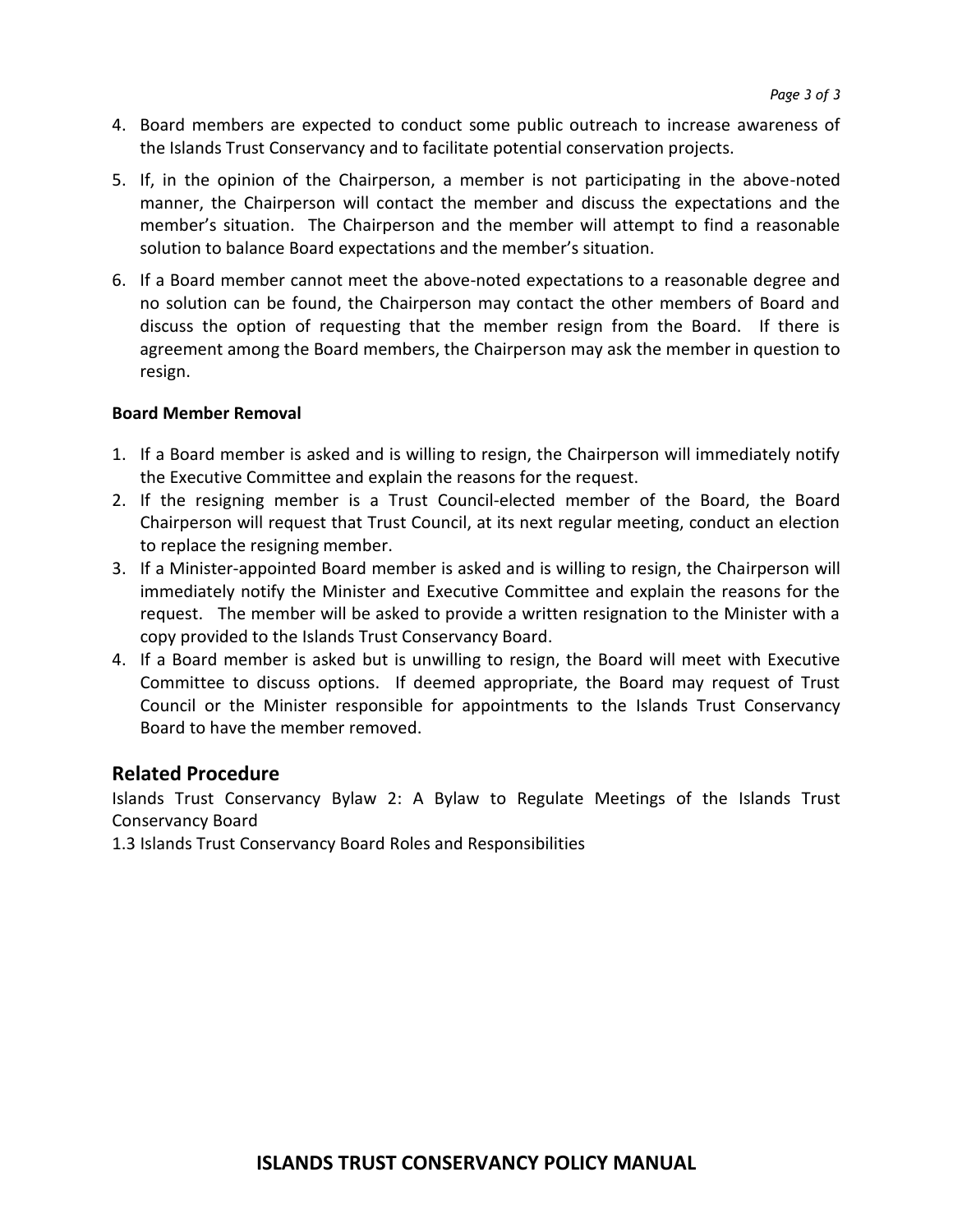4. Board members are expected to conduct some public outreach to increase awareness of the Islands Trust Conservancy and to facilitate potential conservation projects.
5. If, in the opinion of the Chairperson, a member is not participating in the above-noted manner, the Chairperson will contact the member and discuss the expectations and the member's situation. The Chairperson and the member will attempt to find a reasonable solution to balance Board expectations and the member's situation.
6. If a Board member cannot meet the above-noted expectations to a reasonable degree and no solution can be found, the Chairperson may contact the other members of Board and discuss the option of requesting that the member resign from the Board. If there is agreement among the Board members, the Chairperson may ask the member in question to resign.

**Board Member Removal**

1. If a Board member is asked and is willing to resign, the Chairperson will immediately notify the Executive Committee and explain the reasons for the request.
2. If the resigning member is a Trust Council-elected member of the Board, the Board Chairperson will request that Trust Council, at its next regular meeting, conduct an election to replace the resigning member.
3. If a Minister-appointed Board member is asked and is willing to resign, the Chairperson will immediately notify the Minister and Executive Committee and explain the reasons for the request. The member will be asked to provide a written resignation to the Minister with a copy provided to the Islands Trust Conservancy Board.
4. If a Board member is asked but is unwilling to resign, the Board will meet with Executive Committee to discuss options. If deemed appropriate, the Board may request of Trust Council or the Minister responsible for appointments to the Islands Trust Conservancy Board to have the member removed.

## Related Procedure

Islands Trust Conservancy Bylaw 2: A Bylaw to Regulate Meetings of the Islands Trust Conservancy Board

1.3 Islands Trust Conservancy Board Roles and Responsibilities